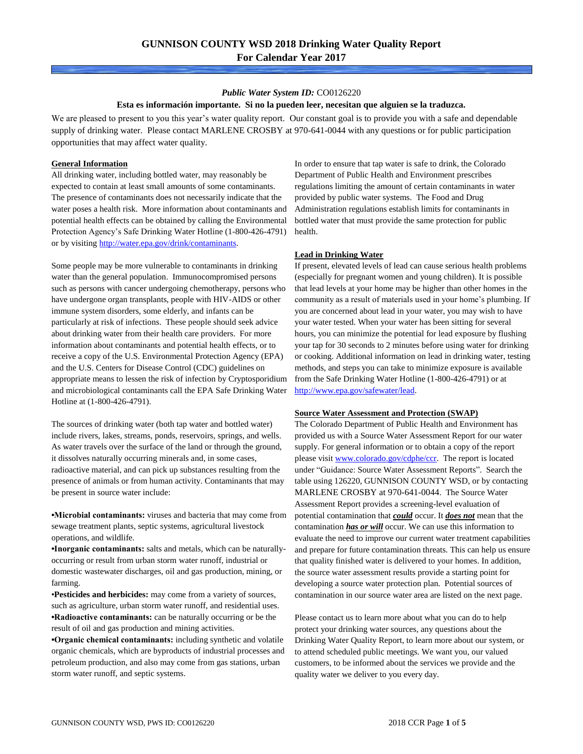# GUNNISON COUNTY WSD 2018 Drinking Water Quality Report
## For Calendar Year 2017

***Public Water System ID:*** CO0126220

**Esta es información importante. Si no la pueden leer, necesitan que alguien se la traduzca.**

We are pleased to present to you this year's water quality report. Our constant goal is to provide you with a safe and dependable supply of drinking water. Please contact MARLENE CROSBY at 970-641-0044 with any questions or for public participation opportunities that may affect water quality.

### General Information

All drinking water, including bottled water, may reasonably be expected to contain at least small amounts of some contaminants. The presence of contaminants does not necessarily indicate that the water poses a health risk. More information about contaminants and potential health effects can be obtained by calling the Environmental Protection Agency's Safe Drinking Water Hotline (1-800-426-4791) or by visiting http://water.epa.gov/drink/contaminants.

Some people may be more vulnerable to contaminants in drinking water than the general population. Immunocompromised persons such as persons with cancer undergoing chemotherapy, persons who have undergone organ transplants, people with HIV-AIDS or other immune system disorders, some elderly, and infants can be particularly at risk of infections. These people should seek advice about drinking water from their health care providers. For more information about contaminants and potential health effects, or to receive a copy of the U.S. Environmental Protection Agency (EPA) and the U.S. Centers for Disease Control (CDC) guidelines on appropriate means to lessen the risk of infection by Cryptosporidium and microbiological contaminants call the EPA Safe Drinking Water Hotline at (1-800-426-4791).

The sources of drinking water (both tap water and bottled water) include rivers, lakes, streams, ponds, reservoirs, springs, and wells. As water travels over the surface of the land or through the ground, it dissolves naturally occurring minerals and, in some cases, radioactive material, and can pick up substances resulting from the presence of animals or from human activity. Contaminants that may be present in source water include:

- **Microbial contaminants:** viruses and bacteria that may come from sewage treatment plants, septic systems, agricultural livestock operations, and wildlife.
- **Inorganic contaminants:** salts and metals, which can be naturally-occurring or result from urban storm water runoff, industrial or domestic wastewater discharges, oil and gas production, mining, or farming.
- **Pesticides and herbicides:** may come from a variety of sources, such as agriculture, urban storm water runoff, and residential uses.
- **Radioactive contaminants:** can be naturally occurring or be the result of oil and gas production and mining activities.
- **Organic chemical contaminants:** including synthetic and volatile organic chemicals, which are byproducts of industrial processes and petroleum production, and also may come from gas stations, urban storm water runoff, and septic systems.

In order to ensure that tap water is safe to drink, the Colorado Department of Public Health and Environment prescribes regulations limiting the amount of certain contaminants in water provided by public water systems. The Food and Drug Administration regulations establish limits for contaminants in bottled water that must provide the same protection for public health.

### Lead in Drinking Water

If present, elevated levels of lead can cause serious health problems (especially for pregnant women and young children). It is possible that lead levels at your home may be higher than other homes in the community as a result of materials used in your home's plumbing. If you are concerned about lead in your water, you may wish to have your water tested. When your water has been sitting for several hours, you can minimize the potential for lead exposure by flushing your tap for 30 seconds to 2 minutes before using water for drinking or cooking. Additional information on lead in drinking water, testing methods, and steps you can take to minimize exposure is available from the Safe Drinking Water Hotline (1-800-426-4791) or at http://www.epa.gov/safewater/lead.

### Source Water Assessment and Protection (SWAP)

The Colorado Department of Public Health and Environment has provided us with a Source Water Assessment Report for our water supply. For general information or to obtain a copy of the report please visit www.colorado.gov/cdphe/ccr. The report is located under "Guidance: Source Water Assessment Reports". Search the table using 126220, GUNNISON COUNTY WSD, or by contacting MARLENE CROSBY at 970-641-0044. The Source Water Assessment Report provides a screening-level evaluation of potential contamination that ***could*** occur. It ***does not*** mean that the contamination ***has or will*** occur. We can use this information to evaluate the need to improve our current water treatment capabilities and prepare for future contamination threats. This can help us ensure that quality finished water is delivered to your homes. In addition, the source water assessment results provide a starting point for developing a source water protection plan. Potential sources of contamination in our source water area are listed on the next page.

Please contact us to learn more about what you can do to help protect your drinking water sources, any questions about the Drinking Water Quality Report, to learn more about our system, or to attend scheduled public meetings. We want you, our valued customers, to be informed about the services we provide and the quality water we deliver to you every day.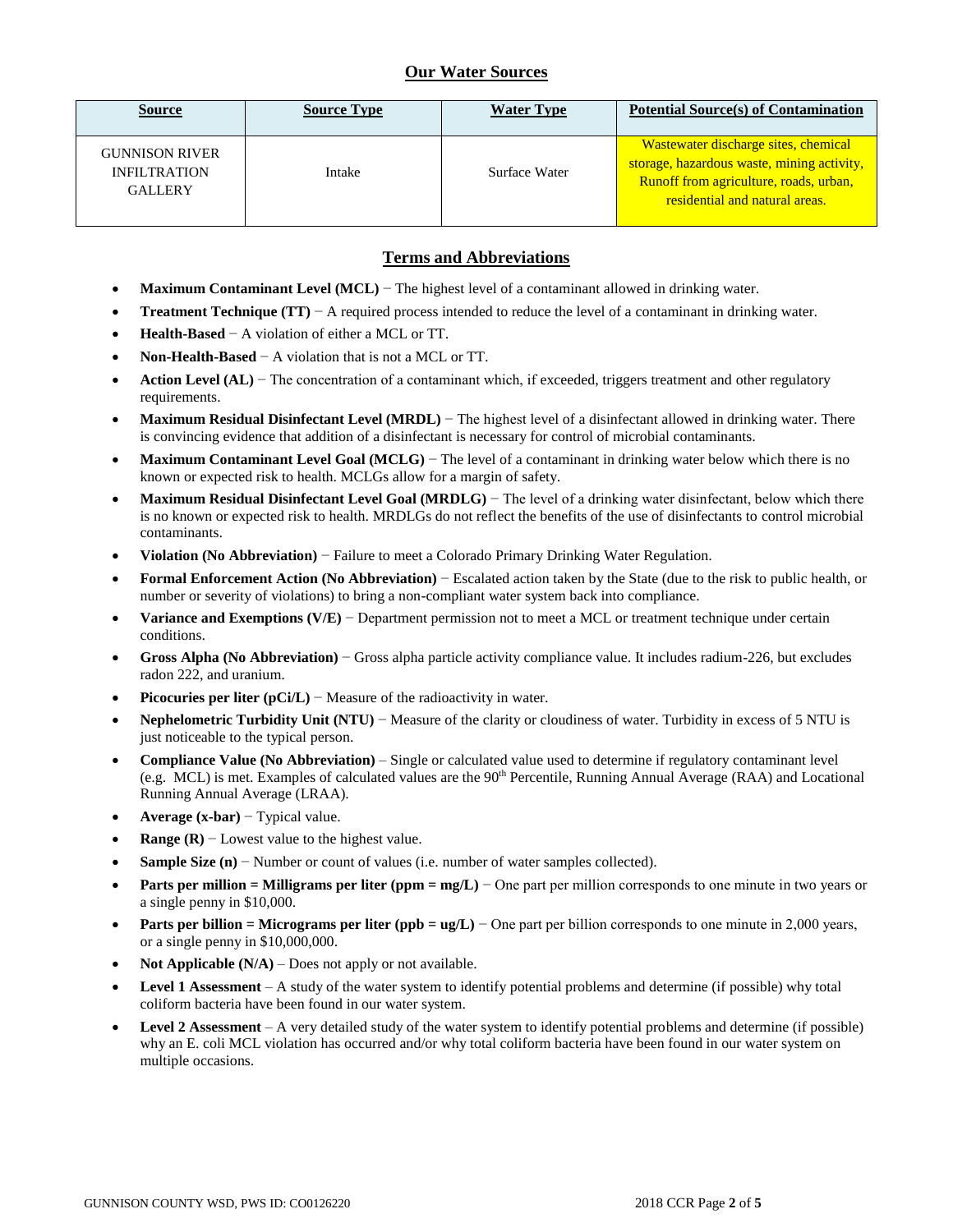## Our Water Sources

| Source | Source Type | Water Type | Potential Source(s) of Contamination |
| --- | --- | --- | --- |
| GUNNISON RIVER INFILTRATION GALLERY | Intake | Surface Water | Wastewater discharge sites, chemical storage, hazardous waste, mining activity, Runoff from agriculture, roads, urban, residential and natural areas. |

## Terms and Abbreviations

- **Maximum Contaminant Level (MCL)** − The highest level of a contaminant allowed in drinking water.
- **Treatment Technique (TT)** − A required process intended to reduce the level of a contaminant in drinking water.
- **Health-Based** − A violation of either a MCL or TT.
- **Non-Health-Based** − A violation that is not a MCL or TT.
- **Action Level (AL)** − The concentration of a contaminant which, if exceeded, triggers treatment and other regulatory requirements.
- **Maximum Residual Disinfectant Level (MRDL)** − The highest level of a disinfectant allowed in drinking water. There is convincing evidence that addition of a disinfectant is necessary for control of microbial contaminants.
- **Maximum Contaminant Level Goal (MCLG)** − The level of a contaminant in drinking water below which there is no known or expected risk to health. MCLGs allow for a margin of safety.
- **Maximum Residual Disinfectant Level Goal (MRDLG)** − The level of a drinking water disinfectant, below which there is no known or expected risk to health. MRDLGs do not reflect the benefits of the use of disinfectants to control microbial contaminants.
- **Violation (No Abbreviation)** − Failure to meet a Colorado Primary Drinking Water Regulation.
- **Formal Enforcement Action (No Abbreviation)** − Escalated action taken by the State (due to the risk to public health, or number or severity of violations) to bring a non-compliant water system back into compliance.
- **Variance and Exemptions (V/E)** − Department permission not to meet a MCL or treatment technique under certain conditions.
- **Gross Alpha (No Abbreviation)** − Gross alpha particle activity compliance value. It includes radium-226, but excludes radon 222, and uranium.
- **Picocuries per liter (pCi/L)** − Measure of the radioactivity in water.
- **Nephelometric Turbidity Unit (NTU)** − Measure of the clarity or cloudiness of water. Turbidity in excess of 5 NTU is just noticeable to the typical person.
- **Compliance Value (No Abbreviation)** – Single or calculated value used to determine if regulatory contaminant level (e.g. MCL) is met. Examples of calculated values are the 90th Percentile, Running Annual Average (RAA) and Locational Running Annual Average (LRAA).
- **Average (x-bar)** − Typical value.
- **Range (R)** − Lowest value to the highest value.
- **Sample Size (n)** − Number or count of values (i.e. number of water samples collected).
- **Parts per million = Milligrams per liter (ppm = mg/L)** − One part per million corresponds to one minute in two years or a single penny in $10,000.
- **Parts per billion = Micrograms per liter (ppb = ug/L)** − One part per billion corresponds to one minute in 2,000 years, or a single penny in $10,000,000.
- **Not Applicable (N/A)** – Does not apply or not available.
- **Level 1 Assessment** – A study of the water system to identify potential problems and determine (if possible) why total coliform bacteria have been found in our water system.
- **Level 2 Assessment** – A very detailed study of the water system to identify potential problems and determine (if possible) why an E. coli MCL violation has occurred and/or why total coliform bacteria have been found in our water system on multiple occasions.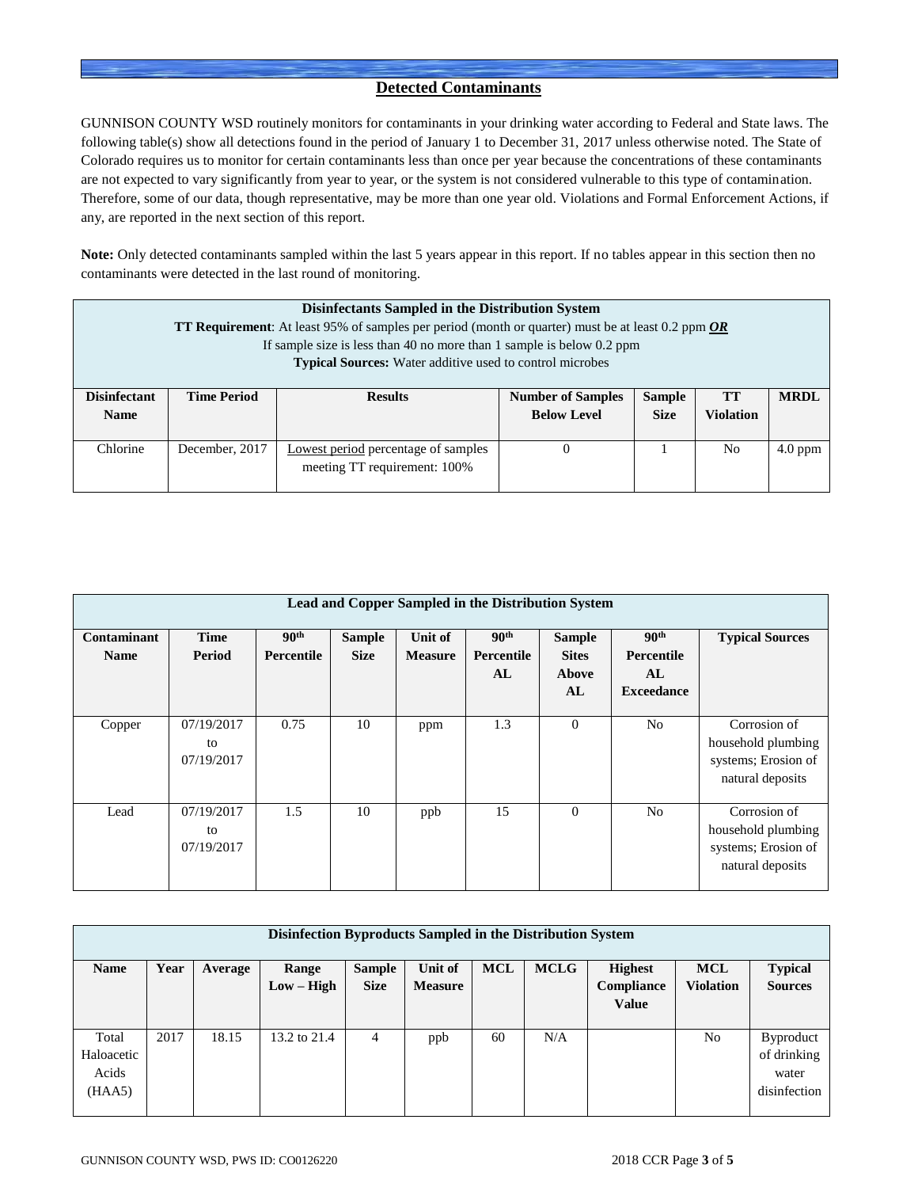## Detected Contaminants

GUNNISON COUNTY WSD routinely monitors for contaminants in your drinking water according to Federal and State laws. The following table(s) show all detections found in the period of January 1 to December 31, 2017 unless otherwise noted. The State of Colorado requires us to monitor for certain contaminants less than once per year because the concentrations of these contaminants are not expected to vary significantly from year to year, or the system is not considered vulnerable to this type of contamination. Therefore, some of our data, though representative, may be more than one year old. Violations and Formal Enforcement Actions, if any, are reported in the next section of this report.

**Note:** Only detected contaminants sampled within the last 5 years appear in this report. If no tables appear in this section then no contaminants were detected in the last round of monitoring.

**Disinfectants Sampled in the Distribution System**
**TT Requirement**: At least 95% of samples per period (month or quarter) must be at least 0.2 ppm ***OR***
If sample size is less than 40 no more than 1 sample is below 0.2 ppm
**Typical Sources:** Water additive used to control microbes

| Disinfectant Name | Time Period | Results | Number of Samples Below Level | Sample Size | TT Violation | MRDL |
|---|---|---|---|---|---|---|
| Chlorine | December, 2017 | Lowest period percentage of samples meeting TT requirement: 100% | 0 | 1 | No | 4.0 ppm |

**Lead and Copper Sampled in the Distribution System**

| Contaminant Name | Time Period | 90th Percentile | Sample Size | Unit of Measure | 90th Percentile AL | Sample Sites Above AL | 90th Percentile AL Exceedance | Typical Sources |
|---|---|---|---|---|---|---|---|---|
| Copper | 07/19/2017 to 07/19/2017 | 0.75 | 10 | ppm | 1.3 | 0 | No | Corrosion of household plumbing systems; Erosion of natural deposits |
| Lead | 07/19/2017 to 07/19/2017 | 1.5 | 10 | ppb | 15 | 0 | No | Corrosion of household plumbing systems; Erosion of natural deposits |

**Disinfection Byproducts Sampled in the Distribution System**

| Name | Year | Average | Range Low – High | Sample Size | Unit of Measure | MCL | MCLG | Highest Compliance Value | MCL Violation | Typical Sources |
|---|---|---|---|---|---|---|---|---|---|---|
| Total Haloacetic Acids (HAA5) | 2017 | 18.15 | 13.2 to 21.4 | 4 | ppb | 60 | N/A | | No | Byproduct of drinking water disinfection |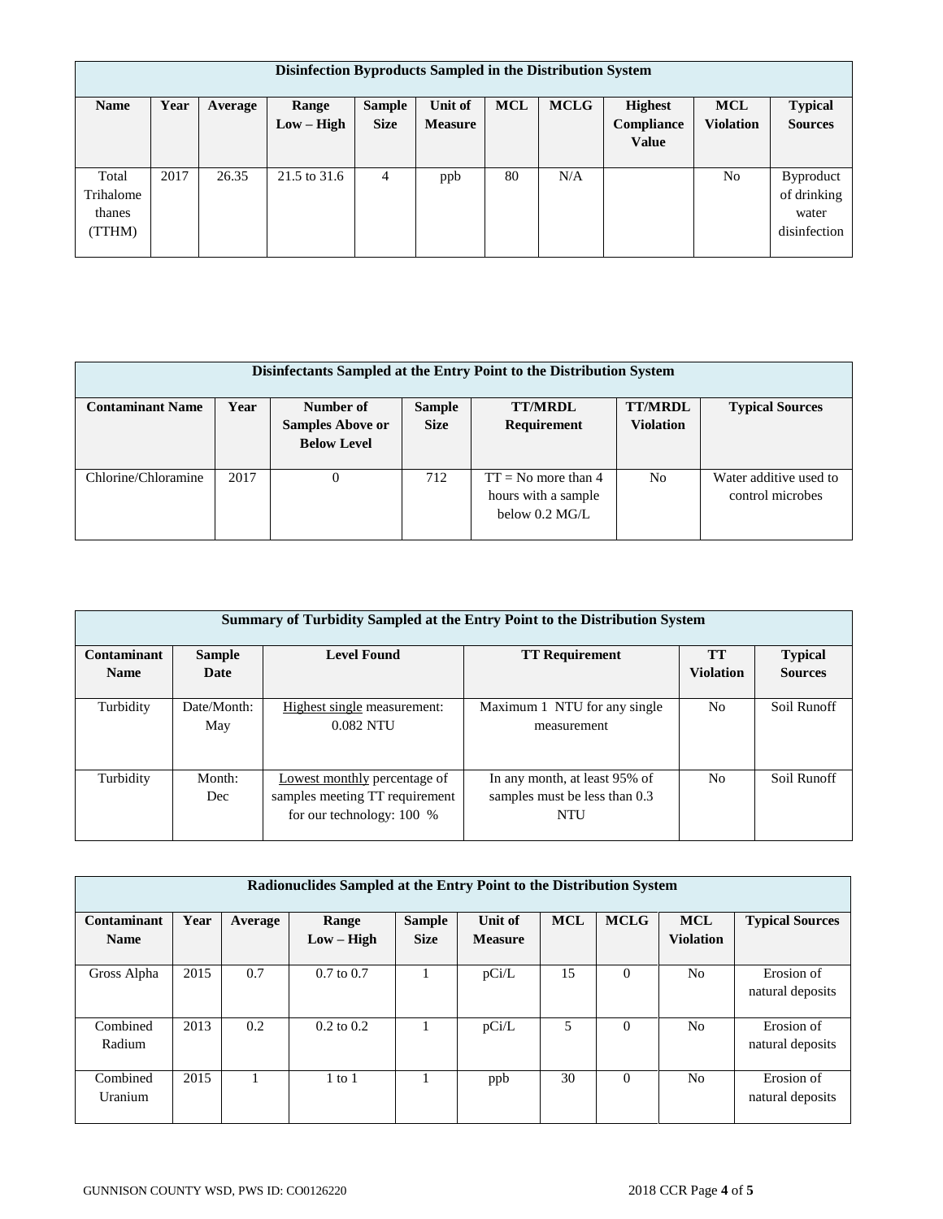| Disinfection Byproducts Sampled in the Distribution System | | | | | | | | | | |
|---|---|---|---|---|---|---|---|---|---|---|
| **Name** | **Year** | **Average** | **Range Low – High** | **Sample Size** | **Unit of Measure** | **MCL** | **MCLG** | **Highest Compliance Value** | **MCL Violation** | **Typical Sources** |
| Total Trihalomethanes (TTHM) | 2017 | 26.35 | 21.5 to 31.6 | 4 | ppb | 80 | N/A | | No | Byproduct of drinking water disinfection |

| Disinfectants Sampled at the Entry Point to the Distribution System | | | | | | |
|---|---|---|---|---|---|---|
| **Contaminant Name** | **Year** | **Number of Samples Above or Below Level** | **Sample Size** | **TT/MRDL Requirement** | **TT/MRDL Violation** | **Typical Sources** |
| Chlorine/Chloramine | 2017 | 0 | 712 | TT = No more than 4 hours with a sample below 0.2 MG/L | No | Water additive used to control microbes |

| Summary of Turbidity Sampled at the Entry Point to the Distribution System | | | | | |
|---|---|---|---|---|---|
| **Contaminant Name** | **Sample Date** | **Level Found** | **TT Requirement** | **TT Violation** | **Typical Sources** |
| Turbidity | Date/Month: May | Highest single measurement: 0.082 NTU | Maximum 1 NTU for any single measurement | No | Soil Runoff |
| Turbidity | Month: Dec | Lowest monthly percentage of samples meeting TT requirement for our technology: 100 % | In any month, at least 95% of samples must be less than 0.3 NTU | No | Soil Runoff |

| Radionuclides Sampled at the Entry Point to the Distribution System | | | | | | | | | |
|---|---|---|---|---|---|---|---|---|---|
| **Contaminant Name** | **Year** | **Average** | **Range Low – High** | **Sample Size** | **Unit of Measure** | **MCL** | **MCLG** | **MCL Violation** | **Typical Sources** |
| Gross Alpha | 2015 | 0.7 | 0.7 to 0.7 | 1 | pCi/L | 15 | 0 | No | Erosion of natural deposits |
| Combined Radium | 2013 | 0.2 | 0.2 to 0.2 | 1 | pCi/L | 5 | 0 | No | Erosion of natural deposits |
| Combined Uranium | 2015 | 1 | 1 to 1 | 1 | ppb | 30 | 0 | No | Erosion of natural deposits |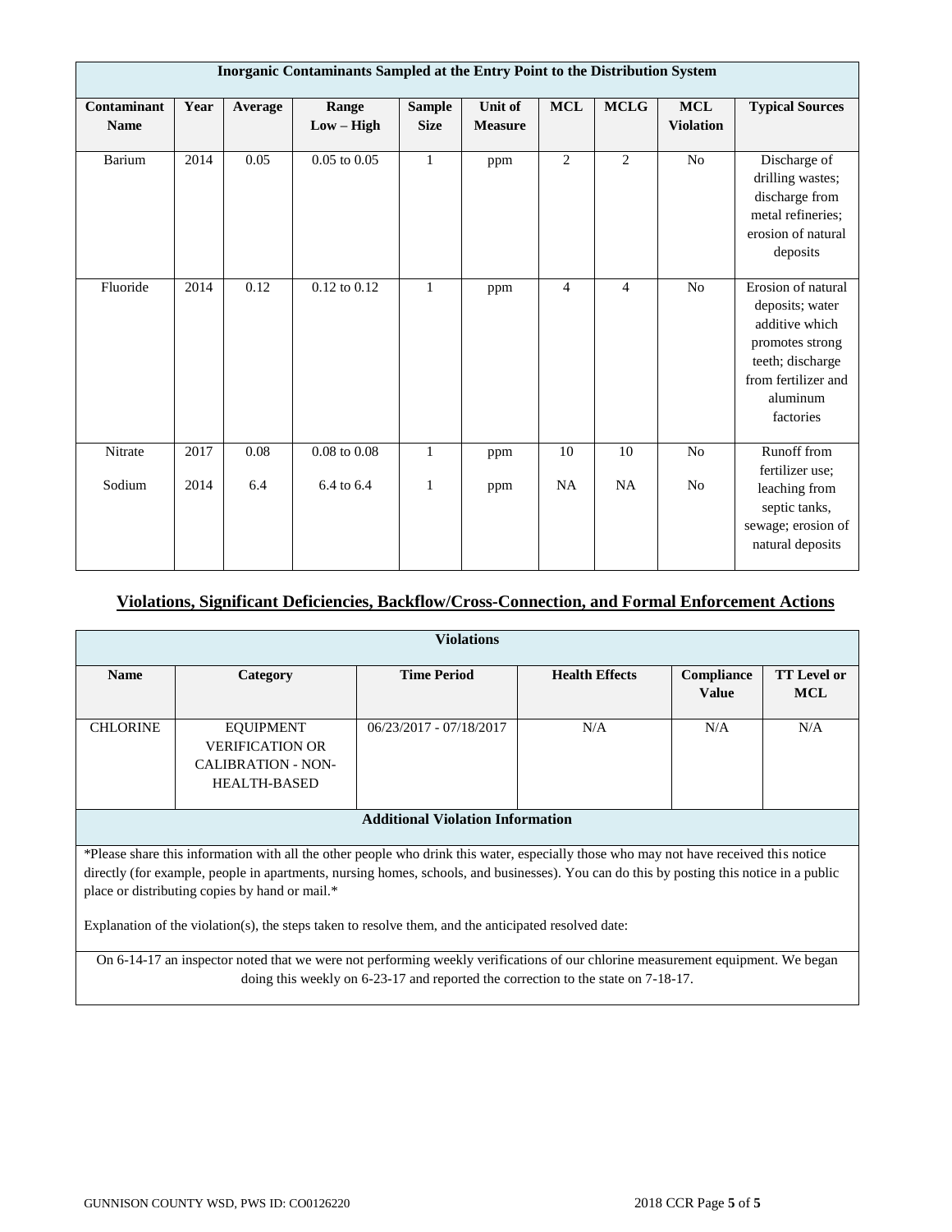| Inorganic Contaminants Sampled at the Entry Point to the Distribution System | | | | | | | | | |
|---|---|---|---|---|---|---|---|---|---|
| **Contaminant Name** | **Year** | **Average** | **Range Low – High** | **Sample Size** | **Unit of Measure** | **MCL** | **MCLG** | **MCL Violation** | **Typical Sources** |
| Barium | 2014 | 0.05 | 0.05 to 0.05 | 1 | ppm | 2 | 2 | No | Discharge of drilling wastes; discharge from metal refineries; erosion of natural deposits |
| Fluoride | 2014 | 0.12 | 0.12 to 0.12 | 1 | ppm | 4 | 4 | No | Erosion of natural deposits; water additive which promotes strong teeth; discharge from fertilizer and aluminum factories |
| Nitrate | 2017 | 0.08 | 0.08 to 0.08 | 1 | ppm | 10 | 10 | No | Runoff from fertilizer use; leaching from septic tanks, sewage; erosion of natural deposits |
| Sodium | 2014 | 6.4 | 6.4 to 6.4 | 1 | ppm | NA | NA | No | |

## Violations, Significant Deficiencies, Backflow/Cross-Connection, and Formal Enforcement Actions

| Violations | | | | | |
|---|---|---|---|---|---|
| **Name** | **Category** | **Time Period** | **Health Effects** | **Compliance Value** | **TT Level or MCL** |
| CHLORINE | EQUIPMENT VERIFICATION OR CALIBRATION - NON-HEALTH-BASED | 06/23/2017 - 07/18/2017 | N/A | N/A | N/A |

**Additional Violation Information**

*Please share this information with all the other people who drink this water, especially those who may not have received this notice directly (for example, people in apartments, nursing homes, schools, and businesses). You can do this by posting this notice in a public place or distributing copies by hand or mail.*

Explanation of the violation(s), the steps taken to resolve them, and the anticipated resolved date:

On 6-14-17 an inspector noted that we were not performing weekly verifications of our chlorine measurement equipment. We began doing this weekly on 6-23-17 and reported the correction to the state on 7-18-17.